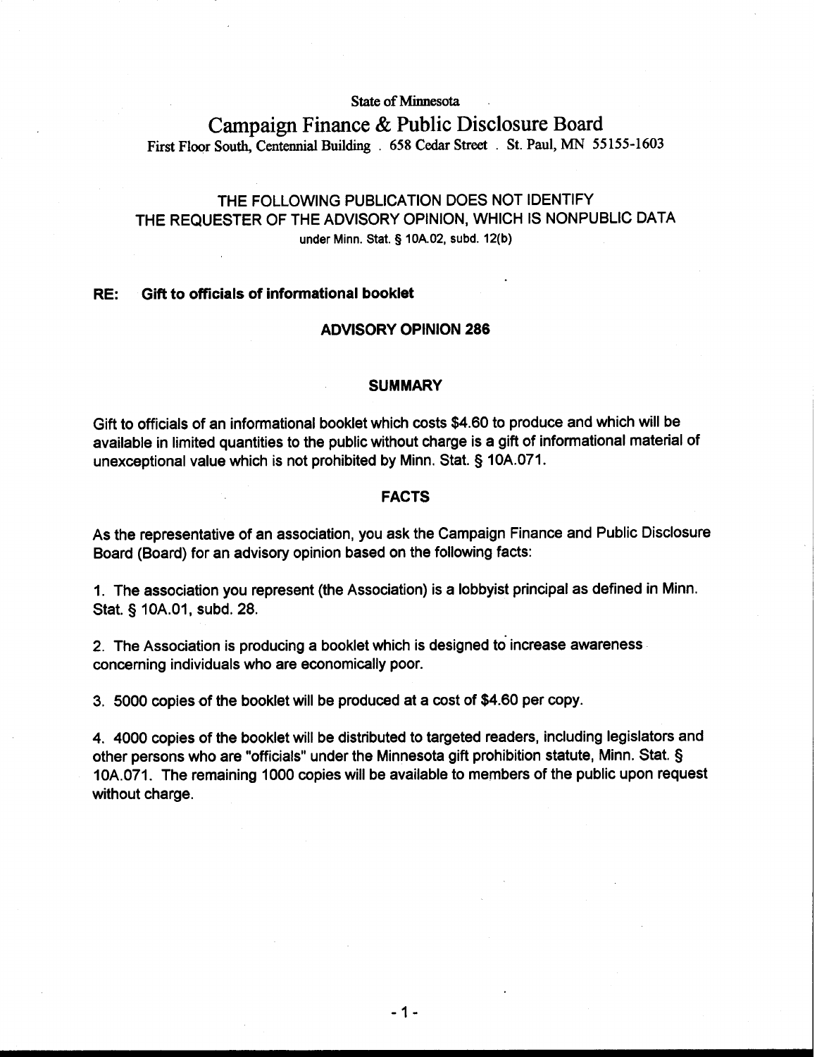State of Minnesota

# Campaign Finance & Public Disclosure Board

First Floor South, Centennial Building . 658 Cedar Street . St. Paul, MN 55155-1603

THE FOLLOWING PUBLICATION DOES NOT IDENTIFY THE REQUESTER OF THE ADVISORY OPINION, WHICH IS NONPUBLIC DATA under Minn. Stat. § 10A.02, subd. 12(b)

**RE: Gift to officials of informational booklet**

## ADVISORY OPINION 286

### SUMMARY

Gift to officials of an informational booklet which costs $4.60 to produce and which will be available in limited quantities to the public without charge is a gift of informational material of unexceptional value which is not prohibited by Minn. Stat. § 10A.071.

### FACTS

As the representative of an association, you ask the Campaign Finance and Public Disclosure Board (Board) for an advisory opinion based on the following facts:

1. The association you represent (the Association) is a lobbyist principal as defined in Minn. Stat. § 10A.01, subd. 28.

2. The Association is producing a booklet which is designed to increase awareness concerning individuals who are economically poor.

3. 5000 copies of the booklet will be produced at a cost of $4.60 per copy.

4. 4000 copies of the booklet will be distributed to targeted readers, including legislators and other persons who are "officials" under the Minnesota gift prohibition statute, Minn. Stat. § 10A.071. The remaining 1000 copies will be available to members of the public upon request without charge.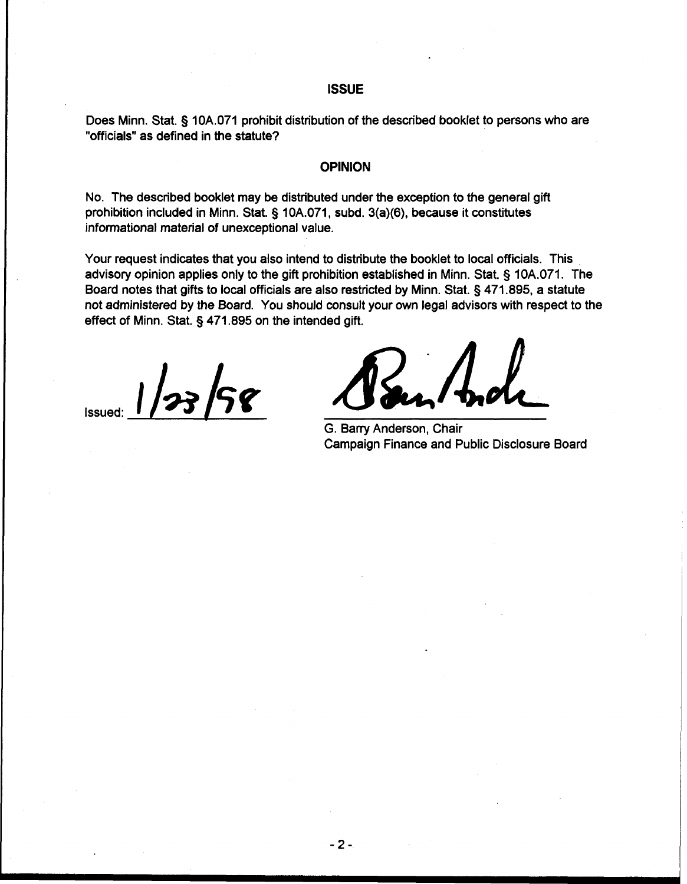## ISSUE

Does Minn. Stat. § 10A.071 prohibit distribution of the described booklet to persons who are "officials" as defined in the statute?

## OPINION

No. The described booklet may be distributed under the exception to the general gift prohibition included in Minn. Stat. § 10A.071, subd. 3(a)(6), because it constitutes informational material of unexceptional value.

Your request indicates that you also intend to distribute the booklet to local officials. This advisory opinion applies only to the gift prohibition established in Minn. Stat. § 10A.071. The Board notes that gifts to local officials are also restricted by Minn. Stat. § 471.895, a statute not administered by the Board. You should consult your own legal advisors with respect to the effect of Minn. Stat. § 471.895 on the intended gift.

Issued: 1/23/98

G. Barry Anderson, Chair
Campaign Finance and Public Disclosure Board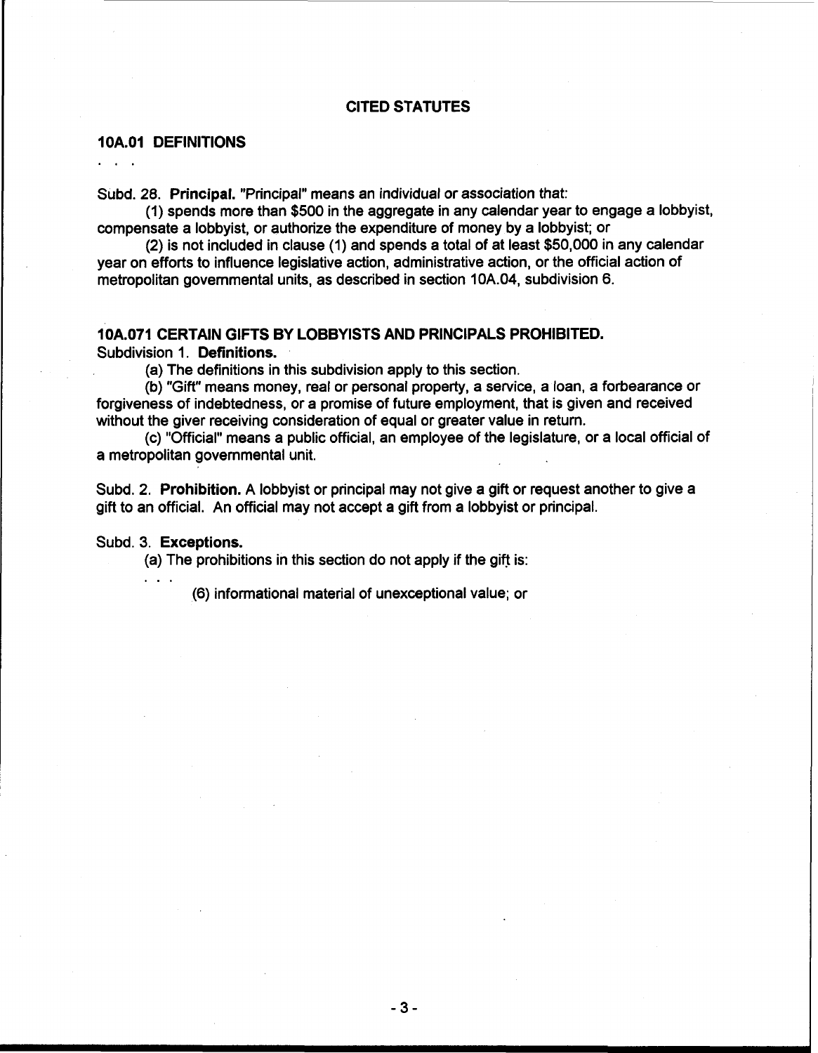## CITED STATUTES

### 10A.01 DEFINITIONS

. . .

Subd. 28. **Principal.** "Principal" means an individual or association that:

(1) spends more than $500 in the aggregate in any calendar year to engage a lobbyist, compensate a lobbyist, or authorize the expenditure of money by a lobbyist; or

(2) is not included in clause (1) and spends a total of at least $50,000 in any calendar year on efforts to influence legislative action, administrative action, or the official action of metropolitan governmental units, as described in section 10A.04, subdivision 6.

### 10A.071 CERTAIN GIFTS BY LOBBYISTS AND PRINCIPALS PROHIBITED.

Subdivision 1. **Definitions.**

(a) The definitions in this subdivision apply to this section.

(b) "Gift" means money, real or personal property, a service, a loan, a forbearance or forgiveness of indebtedness, or a promise of future employment, that is given and received without the giver receiving consideration of equal or greater value in return.

(c) "Official" means a public official, an employee of the legislature, or a local official of a metropolitan governmental unit.

Subd. 2. **Prohibition.** A lobbyist or principal may not give a gift or request another to give a gift to an official. An official may not accept a gift from a lobbyist or principal.

Subd. 3. **Exceptions.**

(a) The prohibitions in this section do not apply if the gift is:

. . .

(6) informational material of unexceptional value; or